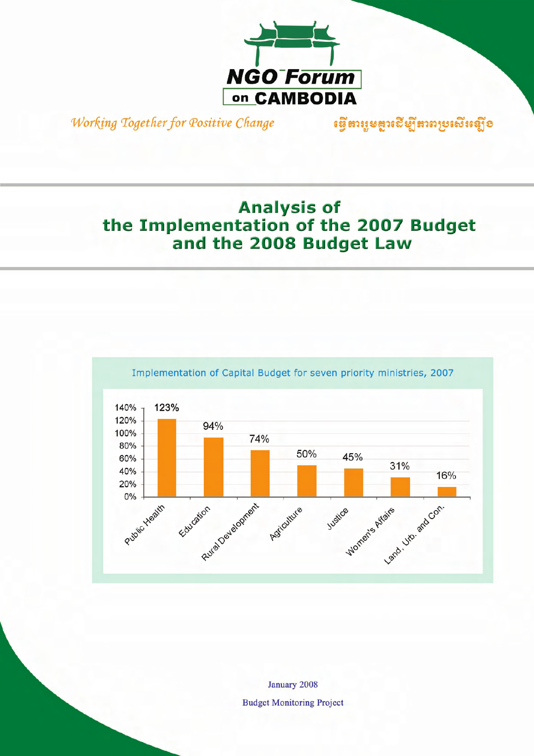NGO Forum on CAMBODIA

*Working Together for Positive Change*

ធ្វើការរួមគ្នាដើម្បីភាពប្រសើរឡើង

# Analysis of the Implementation of the 2007 Budget and the 2008 Budget Law

Implementation of Capital Budget for seven priority ministries, 2007

| Ministry | Implementation |
|---|---|
| Public Health | 123% |
| Education | 94% |
| Rural Development | 74% |
| Agriculture | 50% |
| Justice | 45% |
| Women's Affairs | 31% |
| Land, Urb. and Con. | 16% |

January 2008

Budget Monitoring Project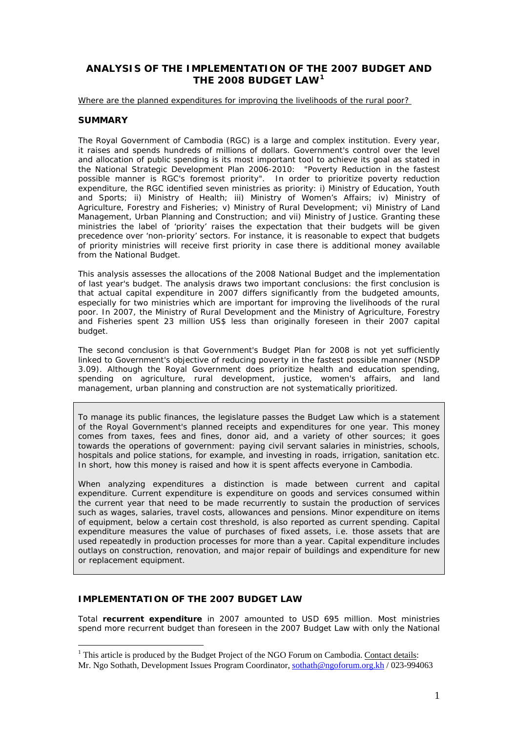# ANALYSIS OF THE IMPLEMENTATION OF THE 2007 BUDGET AND THE 2008 BUDGET LAW[1]

Where are the planned expenditures for improving the livelihoods of the rural poor?

## SUMMARY

The Royal Government of Cambodia (RGC) is a large and complex institution. Every year, it raises and spends hundreds of millions of dollars. Government's control over the level and allocation of public spending is its most important tool to achieve its goal as stated in the National Strategic Development Plan 2006-2010: "Poverty Reduction in the fastest possible manner is RGC's foremost priority". In order to prioritize poverty reduction expenditure, the RGC identified seven ministries as priority: i) Ministry of Education, Youth and Sports; ii) Ministry of Health; iii) Ministry of Women's Affairs; iv) Ministry of Agriculture, Forestry and Fisheries; v) Ministry of Rural Development; vi) Ministry of Land Management, Urban Planning and Construction; and vii) Ministry of Justice. Granting these ministries the label of 'priority' raises the expectation that their budgets will be given precedence over 'non-priority' sectors. For instance, it is reasonable to expect that budgets of priority ministries will receive first priority in case there is additional money available from the National Budget.

This analysis assesses the allocations of the 2008 National Budget and the implementation of last year's budget. The analysis draws two important conclusions: the first conclusion is that actual capital expenditure in 2007 differs significantly from the budgeted amounts, especially for two ministries which are important for improving the livelihoods of the rural poor. In 2007, the Ministry of Rural Development and the Ministry of Agriculture, Forestry and Fisheries spent 23 million US$ less than originally foreseen in their 2007 capital budget.

The second conclusion is that Government's Budget Plan for 2008 is not yet sufficiently linked to Government's objective of reducing poverty in the fastest possible manner (NSDP 3.09). Although the Royal Government does prioritize health and education spending, spending on agriculture, rural development, justice, women's affairs, and land management, urban planning and construction are not systematically prioritized.

To manage its public finances, the legislature passes the Budget Law which is a statement of the Royal Government's planned receipts and expenditures for one year. This money comes from taxes, fees and fines, donor aid, and a variety of other sources; it goes towards the operations of government: paying civil servant salaries in ministries, schools, hospitals and police stations, for example, and investing in roads, irrigation, sanitation etc. In short, how this money is raised and how it is spent affects everyone in Cambodia.

When analyzing expenditures a distinction is made between current and capital expenditure. Current expenditure is expenditure on goods and services consumed within the current year that need to be made recurrently to sustain the production of services such as wages, salaries, travel costs, allowances and pensions. Minor expenditure on items of equipment, below a certain cost threshold, is also reported as current spending. Capital expenditure measures the value of purchases of fixed assets, i.e. those assets that are used repeatedly in production processes for more than a year. Capital expenditure includes outlays on construction, renovation, and major repair of buildings and expenditure for new or replacement equipment.

## IMPLEMENTATION OF THE 2007 BUDGET LAW

Total **recurrent expenditure** in 2007 amounted to USD 695 million. Most ministries spend more recurrent budget than foreseen in the 2007 Budget Law with only the National

[1] This article is produced by the Budget Project of the NGO Forum on Cambodia. Contact details: Mr. Ngo Sothath, Development Issues Program Coordinator, sothath@ngoforum.org.kh / 023-994063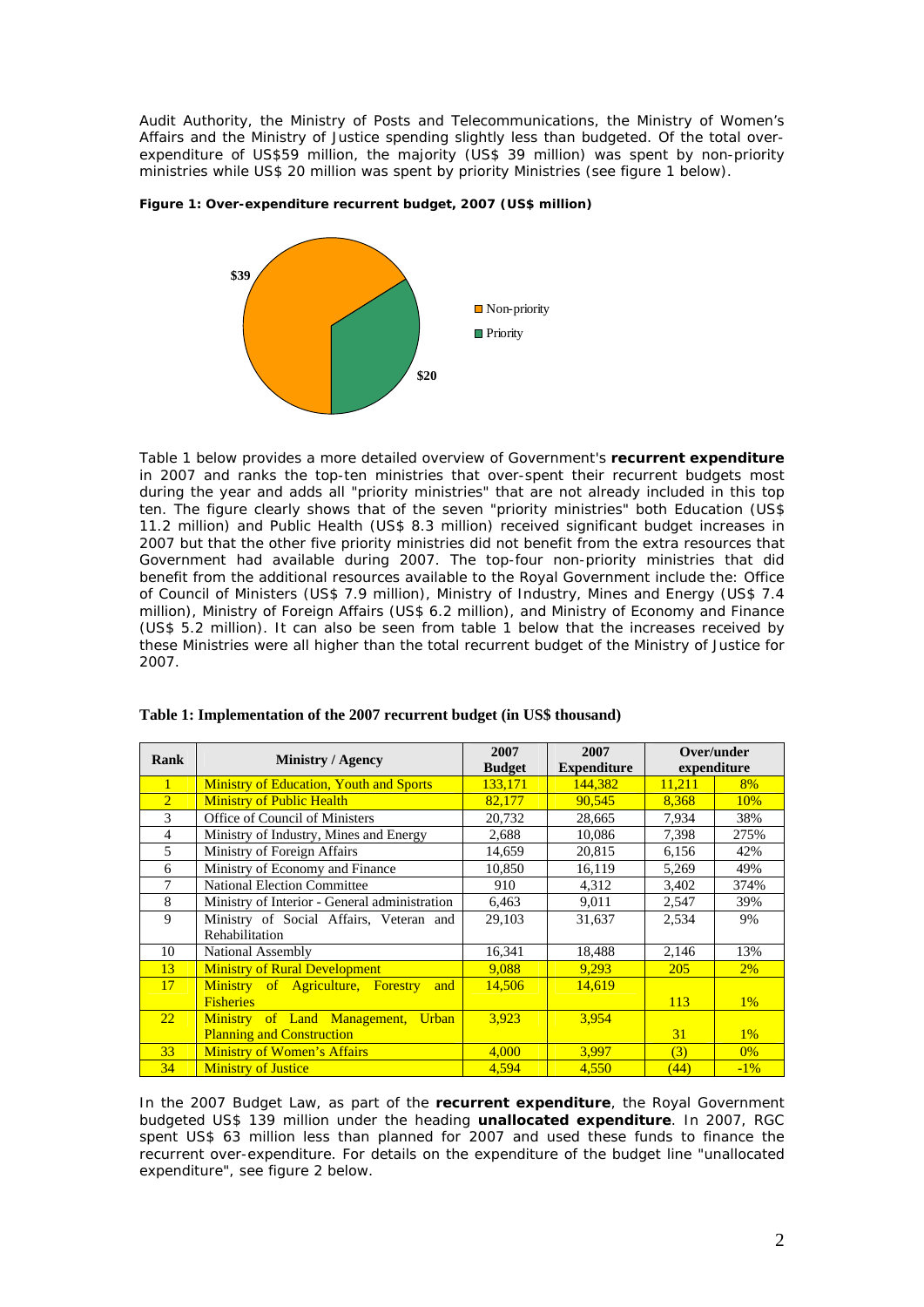Audit Authority, the Ministry of Posts and Telecommunications, the Ministry of Women's Affairs and the Ministry of Justice spending slightly less than budgeted. Of the total over-expenditure of US$59 million, the majority (US$ 39 million) was spent by non-priority ministries while US$ 20 million was spent by priority Ministries (see figure 1 below).

**Figure 1: Over-expenditure recurrent budget, 2007 (US$ million)**

Table 1 below provides a more detailed overview of Government's **recurrent expenditure** in 2007 and ranks the top-ten ministries that over-spent their recurrent budgets most during the year and adds all "priority ministries" that are not already included in this top ten. The figure clearly shows that of the seven "priority ministries" both Education (US$ 11.2 million) and Public Health (US$ 8.3 million) received significant budget increases in 2007 but that the other five priority ministries did not benefit from the extra resources that Government had available during 2007. The top-four non-priority ministries that did benefit from the additional resources available to the Royal Government include the: Office of Council of Ministers (US$ 7.9 million), Ministry of Industry, Mines and Energy (US$ 7.4 million), Ministry of Foreign Affairs (US$ 6.2 million), and Ministry of Economy and Finance (US$ 5.2 million). It can also be seen from table 1 below that the increases received by these Ministries were all higher than the total recurrent budget of the Ministry of Justice for 2007.

**Table 1: Implementation of the 2007 recurrent budget (in US$ thousand)**

| Rank | Ministry / Agency | 2007 Budget | 2007 Expenditure | Over/under expenditure | |
|---|---|---|---|---|---|
| 1 | Ministry of Education, Youth and Sports | 133,171 | 144,382 | 11,211 | 8% |
| 2 | Ministry of Public Health | 82,177 | 90,545 | 8,368 | 10% |
| 3 | Office of Council of Ministers | 20,732 | 28,665 | 7,934 | 38% |
| 4 | Ministry of Industry, Mines and Energy | 2,688 | 10,086 | 7,398 | 275% |
| 5 | Ministry of Foreign Affairs | 14,659 | 20,815 | 6,156 | 42% |
| 6 | Ministry of Economy and Finance | 10,850 | 16,119 | 5,269 | 49% |
| 7 | National Election Committee | 910 | 4,312 | 3,402 | 374% |
| 8 | Ministry of Interior - General administration | 6,463 | 9,011 | 2,547 | 39% |
| 9 | Ministry of Social Affairs, Veteran and Rehabilitation | 29,103 | 31,637 | 2,534 | 9% |
| 10 | National Assembly | 16,341 | 18,488 | 2,146 | 13% |
| 13 | Ministry of Rural Development | 9,088 | 9,293 | 205 | 2% |
| 17 | Ministry of Agriculture, Forestry and Fisheries | 14,506 | 14,619 | 113 | 1% |
| 22 | Ministry of Land Management, Urban Planning and Construction | 3,923 | 3,954 | 31 | 1% |
| 33 | Ministry of Women's Affairs | 4,000 | 3,997 | (3) | 0% |
| 34 | Ministry of Justice | 4,594 | 4,550 | (44) | -1% |

In the 2007 Budget Law, as part of the **recurrent expenditure**, the Royal Government budgeted US$ 139 million under the heading **unallocated expenditure**. In 2007, RGC spent US$ 63 million less than planned for 2007 and used these funds to finance the recurrent over-expenditure. For details on the expenditure of the budget line "unallocated expenditure", see figure 2 below.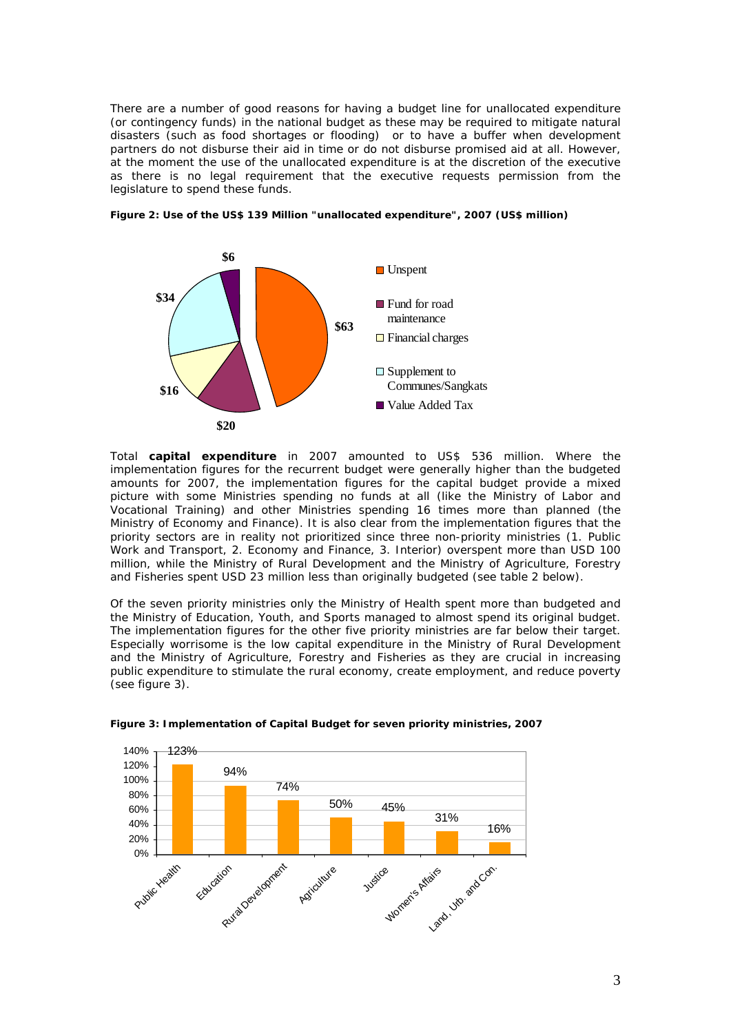There are a number of good reasons for having a budget line for unallocated expenditure (or contingency funds) in the national budget as these may be required to mitigate natural disasters (such as food shortages or flooding) or to have a buffer when development partners do not disburse their aid in time or do not disburse promised aid at all. However, at the moment the use of the unallocated expenditure is at the discretion of the executive as there is no legal requirement that the executive requests permission from the legislature to spend these funds.

**Figure 2: Use of the US$ 139 Million "unallocated expenditure", 2007 (US$ million)**

| Use | US$ million |
|---|---|
| Unspent | $63 |
| Fund for road maintenance | $20 |
| Financial charges | $16 |
| Supplement to Communes/Sangkats | $34 |
| Value Added Tax | $6 |

Total **capital expenditure** in 2007 amounted to US$ 536 million. Where the implementation figures for the recurrent budget were generally higher than the budgeted amounts for 2007, the implementation figures for the capital budget provide a mixed picture with some Ministries spending no funds at all (like the Ministry of Labor and Vocational Training) and other Ministries spending 16 times more than planned (the Ministry of Economy and Finance). It is also clear from the implementation figures that the priority sectors are in reality not prioritized since three non-priority ministries (1. Public Work and Transport, 2. Economy and Finance, 3. Interior) overspent more than USD 100 million, while the Ministry of Rural Development and the Ministry of Agriculture, Forestry and Fisheries spent USD 23 million less than originally budgeted (see table 2 below).

Of the seven priority ministries only the Ministry of Health spent more than budgeted and the Ministry of Education, Youth, and Sports managed to almost spend its original budget. The implementation figures for the other five priority ministries are far below their target. Especially worrisome is the low capital expenditure in the Ministry of Rural Development and the Ministry of Agriculture, Forestry and Fisheries as they are crucial in increasing public expenditure to stimulate the rural economy, create employment, and reduce poverty (see figure 3).

**Figure 3: Implementation of Capital Budget for seven priority ministries, 2007**

| Ministry | Implementation |
|---|---|
| Public Health | 123% |
| Education | 94% |
| Rural Development | 74% |
| Agriculture | 50% |
| Justice | 45% |
| Women's Affairs | 31% |
| Land, Urb. and Con. | 16% |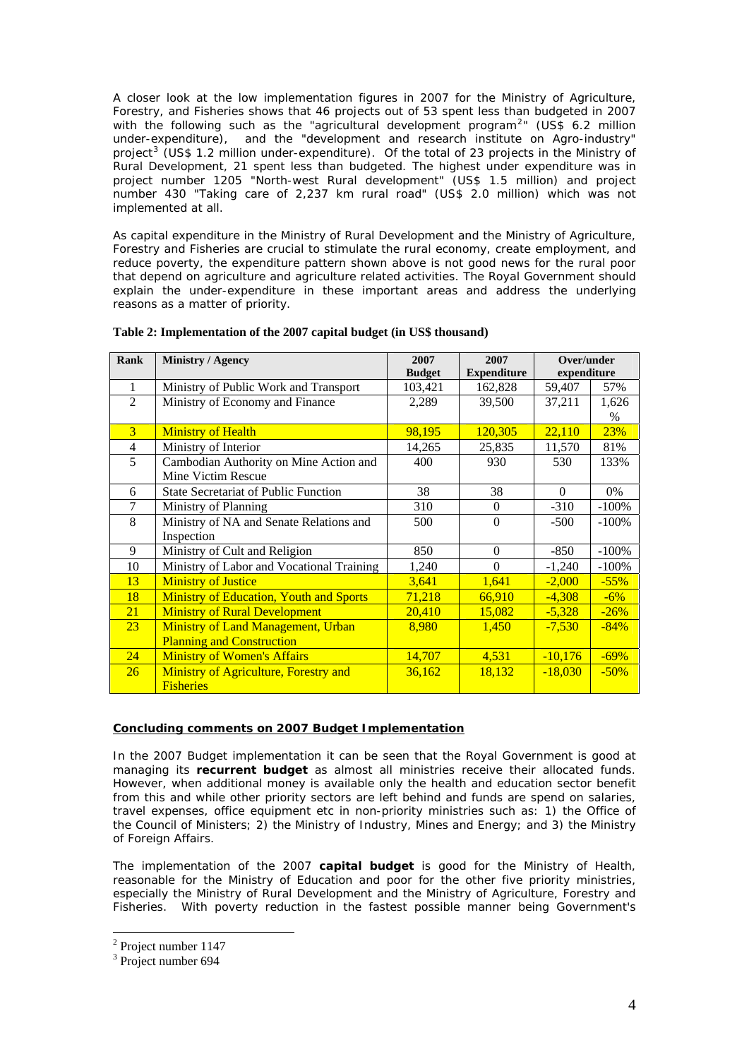A closer look at the low implementation figures in 2007 for the Ministry of Agriculture, Forestry, and Fisheries shows that 46 projects out of 53 spent less than budgeted in 2007 with the following such as the "agricultural development program[2]" (US$ 6.2 million under-expenditure), and the "development and research institute on Agro-industry" project[3] (US$ 1.2 million under-expenditure). Of the total of 23 projects in the Ministry of Rural Development, 21 spent less than budgeted. The highest under expenditure was in project number 1205 "North-west Rural development" (US$ 1.5 million) and project number 430 "Taking care of 2,237 km rural road" (US$ 2.0 million) which was not implemented at all.

As capital expenditure in the Ministry of Rural Development and the Ministry of Agriculture, Forestry and Fisheries are crucial to stimulate the rural economy, create employment, and reduce poverty, the expenditure pattern shown above is not good news for the rural poor that depend on agriculture and agriculture related activities. The Royal Government should explain the under-expenditure in these important areas and address the underlying reasons as a matter of priority.

**Table 2: Implementation of the 2007 capital budget (in US$ thousand)**

| Rank | Ministry / Agency | 2007 Budget | 2007 Expenditure | Over/under expenditure | |
|---|---|---|---|---|---|
| 1 | Ministry of Public Work and Transport | 103,421 | 162,828 | 59,407 | 57% |
| 2 | Ministry of Economy and Finance | 2,289 | 39,500 | 37,211 | 1,626 % |
| 3 | Ministry of Health | 98,195 | 120,305 | 22,110 | 23% |
| 4 | Ministry of Interior | 14,265 | 25,835 | 11,570 | 81% |
| 5 | Cambodian Authority on Mine Action and Mine Victim Rescue | 400 | 930 | 530 | 133% |
| 6 | State Secretariat of Public Function | 38 | 38 | 0 | 0% |
| 7 | Ministry of Planning | 310 | 0 | -310 | -100% |
| 8 | Ministry of NA and Senate Relations and Inspection | 500 | 0 | -500 | -100% |
| 9 | Ministry of Cult and Religion | 850 | 0 | -850 | -100% |
| 10 | Ministry of Labor and Vocational Training | 1,240 | 0 | -1,240 | -100% |
| 13 | Ministry of Justice | 3,641 | 1,641 | -2,000 | -55% |
| 18 | Ministry of Education, Youth and Sports | 71,218 | 66,910 | -4,308 | -6% |
| 21 | Ministry of Rural Development | 20,410 | 15,082 | -5,328 | -26% |
| 23 | Ministry of Land Management, Urban Planning and Construction | 8,980 | 1,450 | -7,530 | -84% |
| 24 | Ministry of Women's Affairs | 14,707 | 4,531 | -10,176 | -69% |
| 26 | Ministry of Agriculture, Forestry and Fisheries | 36,162 | 18,132 | -18,030 | -50% |

**Concluding comments on 2007 Budget Implementation**

In the 2007 Budget implementation it can be seen that the Royal Government is good at managing its **recurrent budget** as almost all ministries receive their allocated funds. However, when additional money is available only the health and education sector benefit from this and while other priority sectors are left behind and funds are spend on salaries, travel expenses, office equipment etc in non-priority ministries such as: 1) the Office of the Council of Ministers; 2) the Ministry of Industry, Mines and Energy; and 3) the Ministry of Foreign Affairs.

The implementation of the 2007 **capital budget** is good for the Ministry of Health, reasonable for the Ministry of Education and poor for the other five priority ministries, especially the Ministry of Rural Development and the Ministry of Agriculture, Forestry and Fisheries. With poverty reduction in the fastest possible manner being Government's

[2] Project number 1147

[3] Project number 694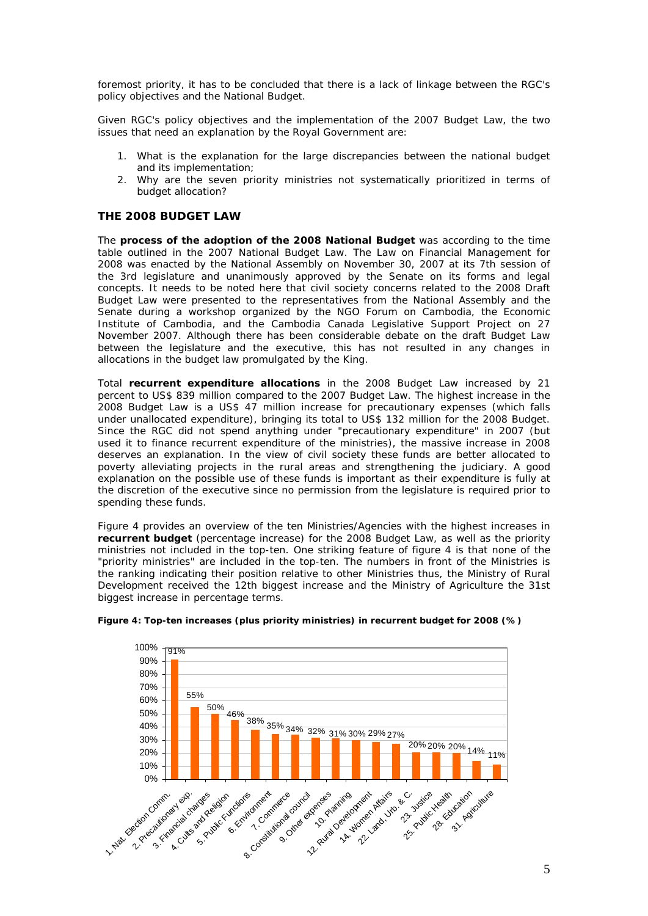foremost priority, it has to be concluded that there is a lack of linkage between the RGC's policy objectives and the National Budget.

Given RGC's policy objectives and the implementation of the 2007 Budget Law, the two issues that need an explanation by the Royal Government are:

1. What is the explanation for the large discrepancies between the national budget and its implementation;
2. Why are the seven priority ministries not systematically prioritized in terms of budget allocation?

## THE 2008 BUDGET LAW

The **process of the adoption of the 2008 National Budget** was according to the time table outlined in the 2007 National Budget Law. The Law on Financial Management for 2008 was enacted by the National Assembly on November 30, 2007 at its 7th session of the 3rd legislature and unanimously approved by the Senate on its forms and legal concepts. It needs to be noted here that civil society concerns related to the 2008 Draft Budget Law were presented to the representatives from the National Assembly and the Senate during a workshop organized by the NGO Forum on Cambodia, the Economic Institute of Cambodia, and the Cambodia Canada Legislative Support Project on 27 November 2007. Although there has been considerable debate on the draft Budget Law between the legislature and the executive, this has not resulted in any changes in allocations in the budget law promulgated by the King.

Total **recurrent expenditure allocations** in the 2008 Budget Law increased by 21 percent to US$ 839 million compared to the 2007 Budget Law. The highest increase in the 2008 Budget Law is a US$ 47 million increase for precautionary expenses (which falls under unallocated expenditure), bringing its total to US$ 132 million for the 2008 Budget. Since the RGC did not spend anything under "precautionary expenditure" in 2007 (but used it to finance recurrent expenditure of the ministries), the massive increase in 2008 deserves an explanation. In the view of civil society these funds are better allocated to poverty alleviating projects in the rural areas and strengthening the judiciary. A good explanation on the possible use of these funds is important as their expenditure is fully at the discretion of the executive since no permission from the legislature is required prior to spending these funds.

Figure 4 provides an overview of the ten Ministries/Agencies with the highest increases in **recurrent budget** (percentage increase) for the 2008 Budget Law, as well as the priority ministries not included in the top-ten. One striking feature of figure 4 is that none of the "priority ministries" are included in the top-ten. The numbers in front of the Ministries is the ranking indicating their position relative to other Ministries thus, the Ministry of Rural Development received the 12th biggest increase and the Ministry of Agriculture the 31st biggest increase in percentage terms.

**Figure 4: Top-ten increases (plus priority ministries) in recurrent budget for 2008 (%)**

| Ministry/Agency | Increase |
|---|---|
| 1. Nat. Election Comm. | 91% |
| 2. Precautionary exp. | 55% |
| 3. Financial charges | 50% |
| 4. Cults and Religion | 46% |
| 5. Public Functions | 38% |
| 6. Environment | 35% |
| 7. Commerce | 34% |
| 8. Constitutional council | 32% |
| 9. Other expenses | 31% |
| 10. Planning | 30% |
| 12. Rural Development | 29% |
| 14. Women Affairs | 27% |
| 22. Land, Urb. & C. | 20% |
| 23. Justice | 20% |
| 25. Public Health | 20% |
| 28. Education | 14% |
| 31. Agriculture | 11% |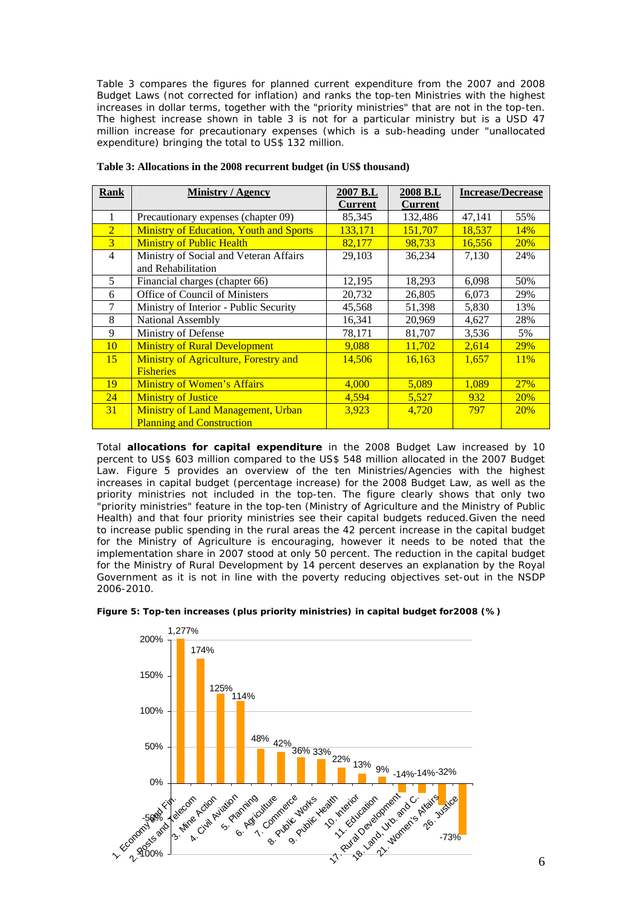Table 3 compares the figures for planned current expenditure from the 2007 and 2008 Budget Laws (not corrected for inflation) and ranks the top-ten Ministries with the highest increases in dollar terms, together with the "priority ministries" that are not in the top-ten. The highest increase shown in table 3 is not for a particular ministry but is a USD 47 million increase for precautionary expenses (which is a sub-heading under "unallocated expenditure) bringing the total to US$ 132 million.

**Table 3: Allocations in the 2008 recurrent budget (in US$ thousand)**

| Rank | Ministry / Agency | 2007 B.L Current | 2008 B.L Current | Increase/Decrease | |
|---|---|---|---|---|---|
| 1 | Precautionary expenses (chapter 09) | 85,345 | 132,486 | 47,141 | 55% |
| 2 | Ministry of Education, Youth and Sports | 133,171 | 151,707 | 18,537 | 14% |
| 3 | Ministry of Public Health | 82,177 | 98,733 | 16,556 | 20% |
| 4 | Ministry of Social and Veteran Affairs and Rehabilitation | 29,103 | 36,234 | 7,130 | 24% |
| 5 | Financial charges (chapter 66) | 12,195 | 18,293 | 6,098 | 50% |
| 6 | Office of Council of Ministers | 20,732 | 26,805 | 6,073 | 29% |
| 7 | Ministry of Interior - Public Security | 45,568 | 51,398 | 5,830 | 13% |
| 8 | National Assembly | 16,341 | 20,969 | 4,627 | 28% |
| 9 | Ministry of Defense | 78,171 | 81,707 | 3,536 | 5% |
| 10 | Ministry of Rural Development | 9,088 | 11,702 | 2,614 | 29% |
| 15 | Ministry of Agriculture, Forestry and Fisheries | 14,506 | 16,163 | 1,657 | 11% |
| 19 | Ministry of Women's Affairs | 4,000 | 5,089 | 1,089 | 27% |
| 24 | Ministry of Justice | 4,594 | 5,527 | 932 | 20% |
| 31 | Ministry of Land Management, Urban Planning and Construction | 3,923 | 4,720 | 797 | 20% |

Total **allocations for capital expenditure** in the 2008 Budget Law increased by 10 percent to US$ 603 million compared to the US$ 548 million allocated in the 2007 Budget Law. Figure 5 provides an overview of the ten Ministries/Agencies with the highest increases in capital budget (percentage increase) for the 2008 Budget Law, as well as the priority ministries not included in the top-ten. The figure clearly shows that only two "priority ministries" feature in the top-ten (Ministry of Agriculture and the Ministry of Public Health) and that four priority ministries see their capital budgets reduced.Given the need to increase public spending in the rural areas the 42 percent increase in the capital budget for the Ministry of Agriculture is encouraging, however it needs to be noted that the implementation share in 2007 stood at only 50 percent. The reduction in the capital budget for the Ministry of Rural Development by 14 percent deserves an explanation by the Royal Government as it is not in line with the poverty reducing objectives set-out in the NSDP 2006-2010.

**Figure 5: Top-ten increases (plus priority ministries) in capital budget for2008 (%)**

| Ministry | Increase |
|---|---|
| 1. Economy and Fin. | 1,277% |
| 2. Posts and Telecom | 174% |
| 3. Mine Action | 125% |
| 4. Civil Aviation | 114% |
| 5. Planning | 48% |
| 6. Agriculture | 42% |
| 7. Commerce | 36% |
| 8. Public Works | 33% |
| 9. Public Health | 22% |
| 10. Interior | 13% |
| 11. Education | 9% |
| 17. Rural Development | -14% |
| 18. Land, Urb. and C. | -14% |
| 21. Women's Affairs | -32% |
| 26. Justice | -73% |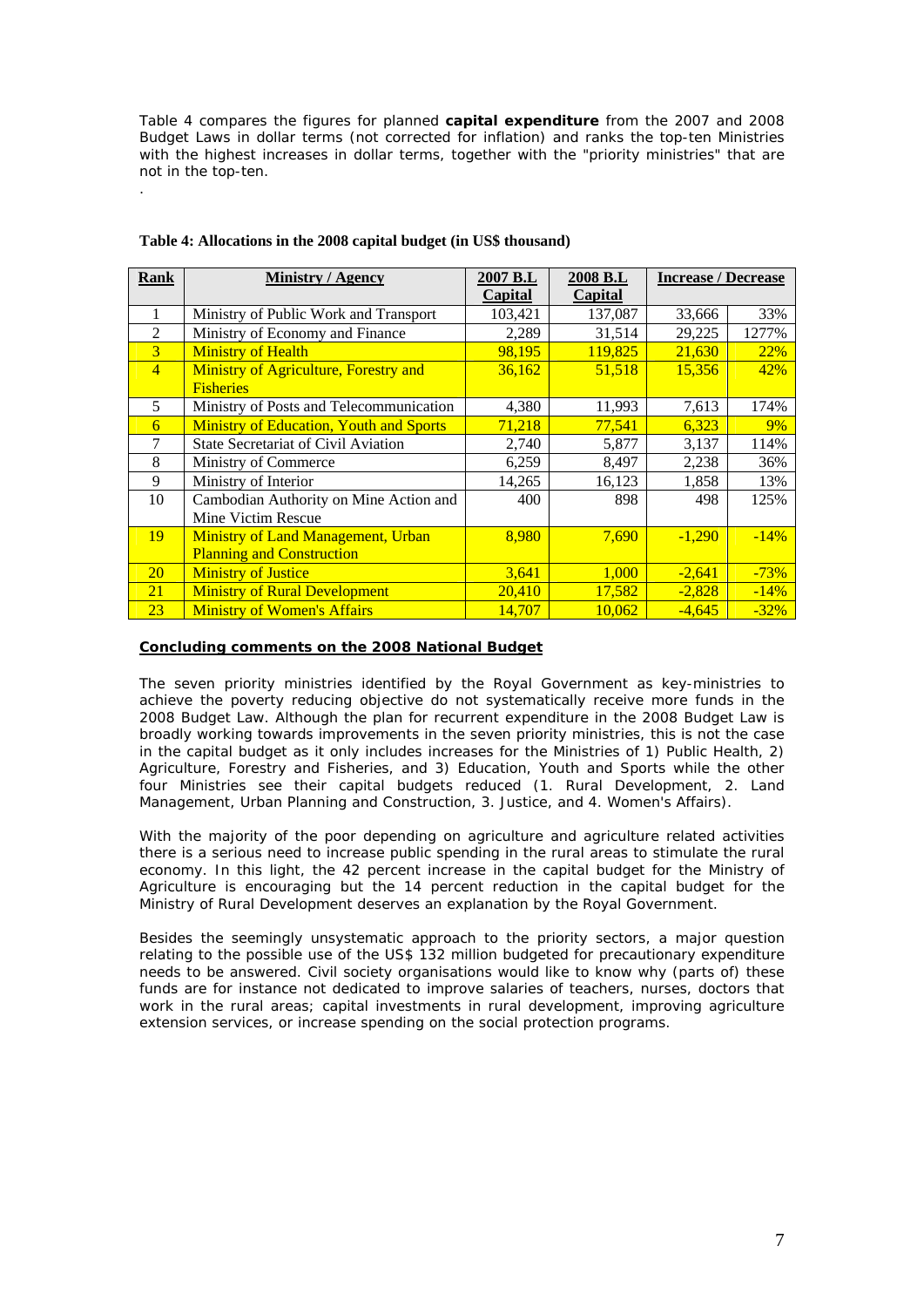Table 4 compares the figures for planned **capital expenditure** from the 2007 and 2008 Budget Laws in dollar terms (not corrected for inflation) and ranks the top-ten Ministries with the highest increases in dollar terms, together with the "priority ministries" that are not in the top-ten.

.

**Table 4: Allocations in the 2008 capital budget (in US$ thousand)**

| Rank | Ministry / Agency | 2007 B.L Capital | 2008 B.L Capital | Increase / Decrease | |
|---|---|---|---|---|---|
| 1 | Ministry of Public Work and Transport | 103,421 | 137,087 | 33,666 | 33% |
| 2 | Ministry of Economy and Finance | 2,289 | 31,514 | 29,225 | 1277% |
| 3 | Ministry of Health | 98,195 | 119,825 | 21,630 | 22% |
| 4 | Ministry of Agriculture, Forestry and Fisheries | 36,162 | 51,518 | 15,356 | 42% |
| 5 | Ministry of Posts and Telecommunication | 4,380 | 11,993 | 7,613 | 174% |
| 6 | Ministry of Education, Youth and Sports | 71,218 | 77,541 | 6,323 | 9% |
| 7 | State Secretariat of Civil Aviation | 2,740 | 5,877 | 3,137 | 114% |
| 8 | Ministry of Commerce | 6,259 | 8,497 | 2,238 | 36% |
| 9 | Ministry of Interior | 14,265 | 16,123 | 1,858 | 13% |
| 10 | Cambodian Authority on Mine Action and Mine Victim Rescue | 400 | 898 | 498 | 125% |
| 19 | Ministry of Land Management, Urban Planning and Construction | 8,980 | 7,690 | -1,290 | -14% |
| 20 | Ministry of Justice | 3,641 | 1,000 | -2,641 | -73% |
| 21 | Ministry of Rural Development | 20,410 | 17,582 | -2,828 | -14% |
| 23 | Ministry of Women's Affairs | 14,707 | 10,062 | -4,645 | -32% |

**Concluding comments on the 2008 National Budget**

The seven priority ministries identified by the Royal Government as key-ministries to achieve the poverty reducing objective do not systematically receive more funds in the 2008 Budget Law. Although the plan for recurrent expenditure in the 2008 Budget Law is broadly working towards improvements in the seven priority ministries, this is not the case in the capital budget as it only includes increases for the Ministries of 1) Public Health, 2) Agriculture, Forestry and Fisheries, and 3) Education, Youth and Sports while the other four Ministries see their capital budgets reduced (1. Rural Development, 2. Land Management, Urban Planning and Construction, 3. Justice, and 4. Women's Affairs).

With the majority of the poor depending on agriculture and agriculture related activities there is a serious need to increase public spending in the rural areas to stimulate the rural economy. In this light, the 42 percent increase in the capital budget for the Ministry of Agriculture is encouraging but the 14 percent reduction in the capital budget for the Ministry of Rural Development deserves an explanation by the Royal Government.

Besides the seemingly unsystematic approach to the priority sectors, a major question relating to the possible use of the US$ 132 million budgeted for precautionary expenditure needs to be answered. Civil society organisations would like to know why (parts of) these funds are for instance not dedicated to improve salaries of teachers, nurses, doctors that work in the rural areas; capital investments in rural development, improving agriculture extension services, or increase spending on the social protection programs.